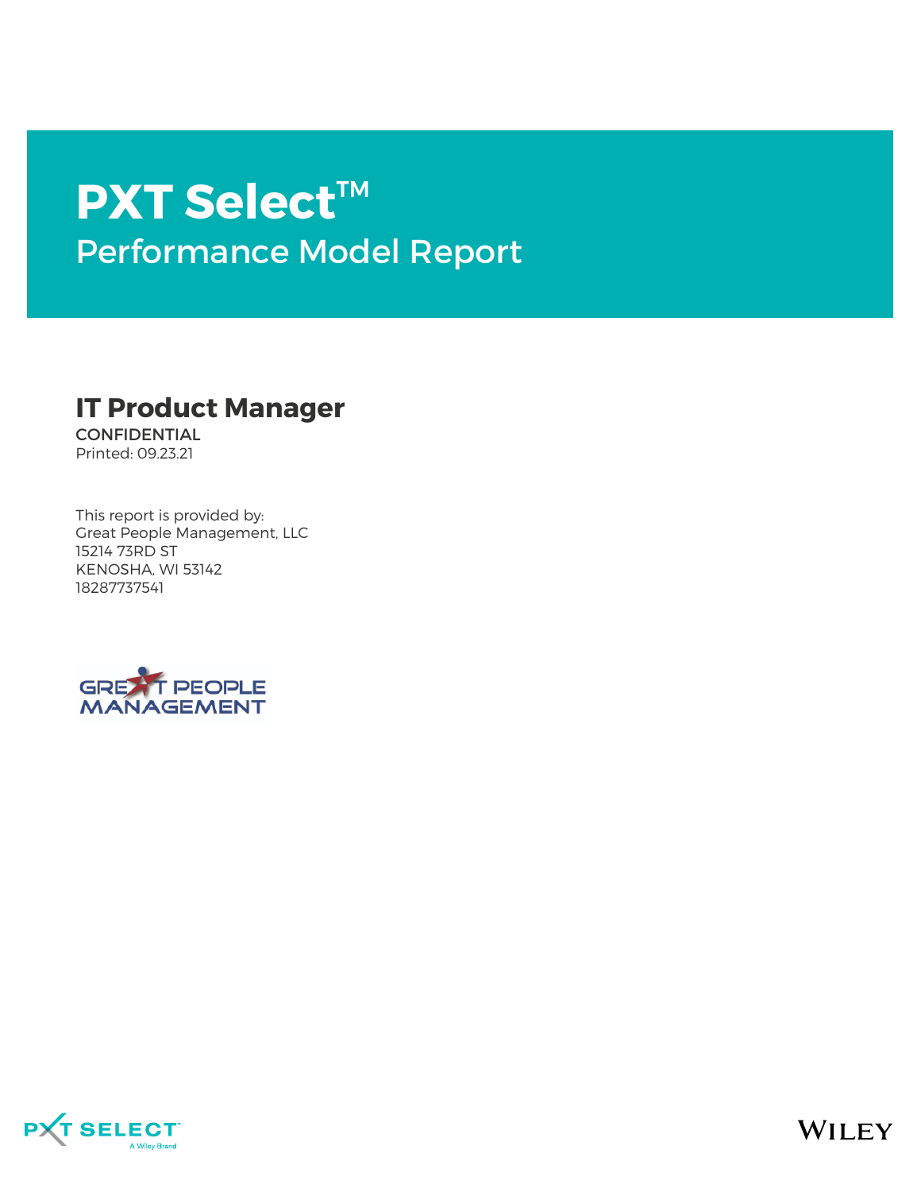# PXT Select™

## Performance Model Report

## IT Product Manager

CONFIDENTIAL

Printed: 09.23.21

This report is provided by:
Great People Management, LLC
15214 73RD ST
KENOSHA, WI 53142
18287737541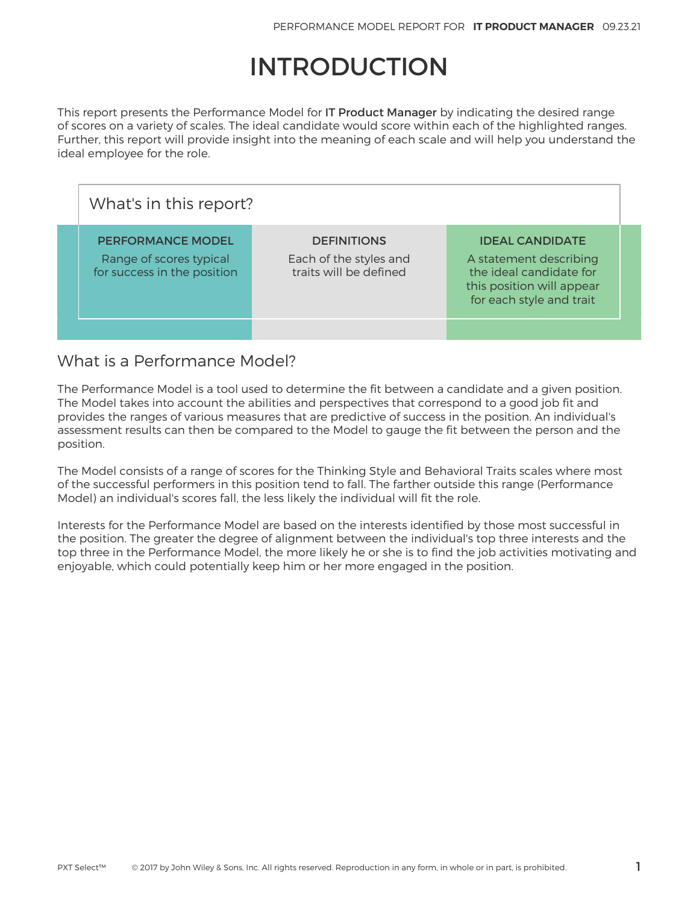# INTRODUCTION

This report presents the Performance Model for IT Product Manager by indicating the desired range of scores on a variety of scales. The ideal candidate would score within each of the highlighted ranges. Further, this report will provide insight into the meaning of each scale and will help you understand the ideal employee for the role.

### What's in this report?

| PERFORMANCE MODEL | DEFINITIONS | IDEAL CANDIDATE |
|---|---|---|
| Range of scores typical for success in the position | Each of the styles and traits will be defined | A statement describing the ideal candidate for this position will appear for each style and trait |

## What is a Performance Model?

The Performance Model is a tool used to determine the fit between a candidate and a given position. The Model takes into account the abilities and perspectives that correspond to a good job fit and provides the ranges of various measures that are predictive of success in the position. An individual's assessment results can then be compared to the Model to gauge the fit between the person and the position.

The Model consists of a range of scores for the Thinking Style and Behavioral Traits scales where most of the successful performers in this position tend to fall. The farther outside this range (Performance Model) an individual's scores fall, the less likely the individual will fit the role.

Interests for the Performance Model are based on the interests identified by those most successful in the position. The greater the degree of alignment between the individual's top three interests and the top three in the Performance Model, the more likely he or she is to find the job activities motivating and enjoyable, which could potentially keep him or her more engaged in the position.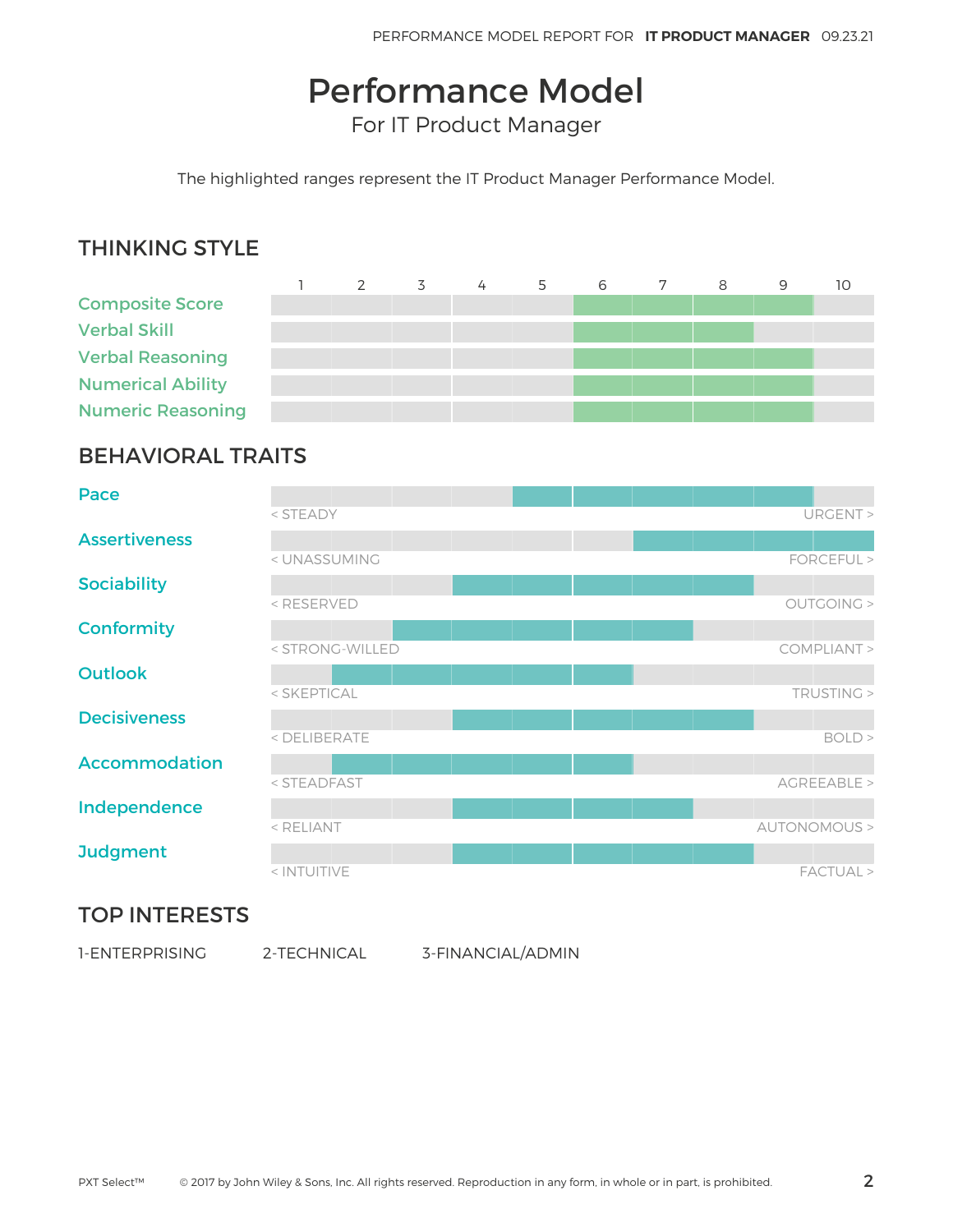# Performance Model

For IT Product Manager

The highlighted ranges represent the IT Product Manager Performance Model.

## THINKING STYLE

| | Highlighted Range (1–10) |
|---|---|
| Composite Score | 6–9 |
| Verbal Skill | 6–8 |
| Verbal Reasoning | 6–9 |
| Numerical Ability | 6–9 |
| Numeric Reasoning | 6–9 |

## BEHAVIORAL TRAITS

| Trait | Low End | High End | Highlighted Range (1–10) |
|---|---|---|---|
| Pace | < STEADY | URGENT > | 5–9 |
| Assertiveness | < UNASSUMING | FORCEFUL > | 7–10 |
| Sociability | < RESERVED | OUTGOING > | 4–8 |
| Conformity | < STRONG-WILLED | COMPLIANT > | 3–7 |
| Outlook | < SKEPTICAL | TRUSTING > | 2–6 |
| Decisiveness | < DELIBERATE | BOLD > | 4–8 |
| Accommodation | < STEADFAST | AGREEABLE > | 2–6 |
| Independence | < RELIANT | AUTONOMOUS > | 4–7 |
| Judgment | < INTUITIVE | FACTUAL > | 4–8 |

## TOP INTERESTS

1-ENTERPRISING 2-TECHNICAL 3-FINANCIAL/ADMIN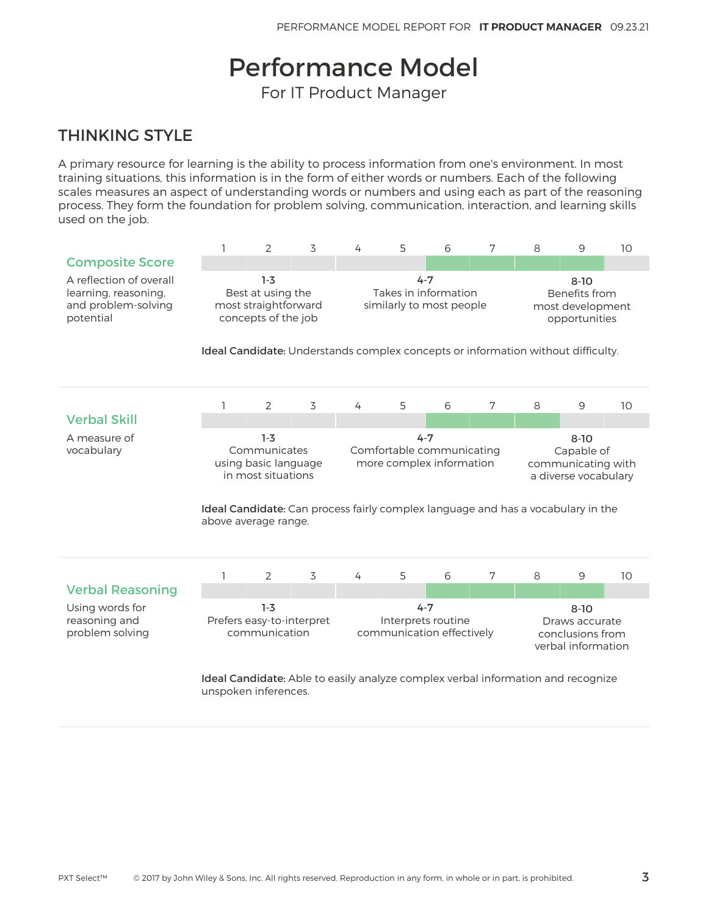# Performance Model

For IT Product Manager

## THINKING STYLE

A primary resource for learning is the ability to process information from one's environment. In most training situations, this information is in the form of either words or numbers. Each of the following scales measures an aspect of understanding words or numbers and using each as part of the reasoning process. They form the foundation for problem solving, communication, interaction, and learning skills used on the job.

### Composite Score

A reflection of overall learning, reasoning, and problem-solving potential

| 1 | 2 | 3 | 4 | 5 | 6 | 7 | 8 | 9 | 10 |
|---|---|---|---|---|---|---|---|---|---|

- **1-3** Best at using the most straightforward concepts of the job
- **4-7** Takes in information similarly to most people
- **8-10** Benefits from most development opportunities

**Ideal Candidate:** Understands complex concepts or information without difficulty.

### Verbal Skill

A measure of vocabulary

| 1 | 2 | 3 | 4 | 5 | 6 | 7 | 8 | 9 | 10 |
|---|---|---|---|---|---|---|---|---|---|

- **1-3** Communicates using basic language in most situations
- **4-7** Comfortable communicating more complex information
- **8-10** Capable of communicating with a diverse vocabulary

**Ideal Candidate:** Can process fairly complex language and has a vocabulary in the above average range.

### Verbal Reasoning

Using words for reasoning and problem solving

| 1 | 2 | 3 | 4 | 5 | 6 | 7 | 8 | 9 | 10 |
|---|---|---|---|---|---|---|---|---|---|

- **1-3** Prefers easy-to-interpret communication
- **4-7** Interprets routine communication effectively
- **8-10** Draws accurate conclusions from verbal information

**Ideal Candidate:** Able to easily analyze complex verbal information and recognize unspoken inferences.

PXT Select™ © 2017 by John Wiley & Sons, Inc. All rights reserved. Reproduction in any form, in whole or in part, is prohibited.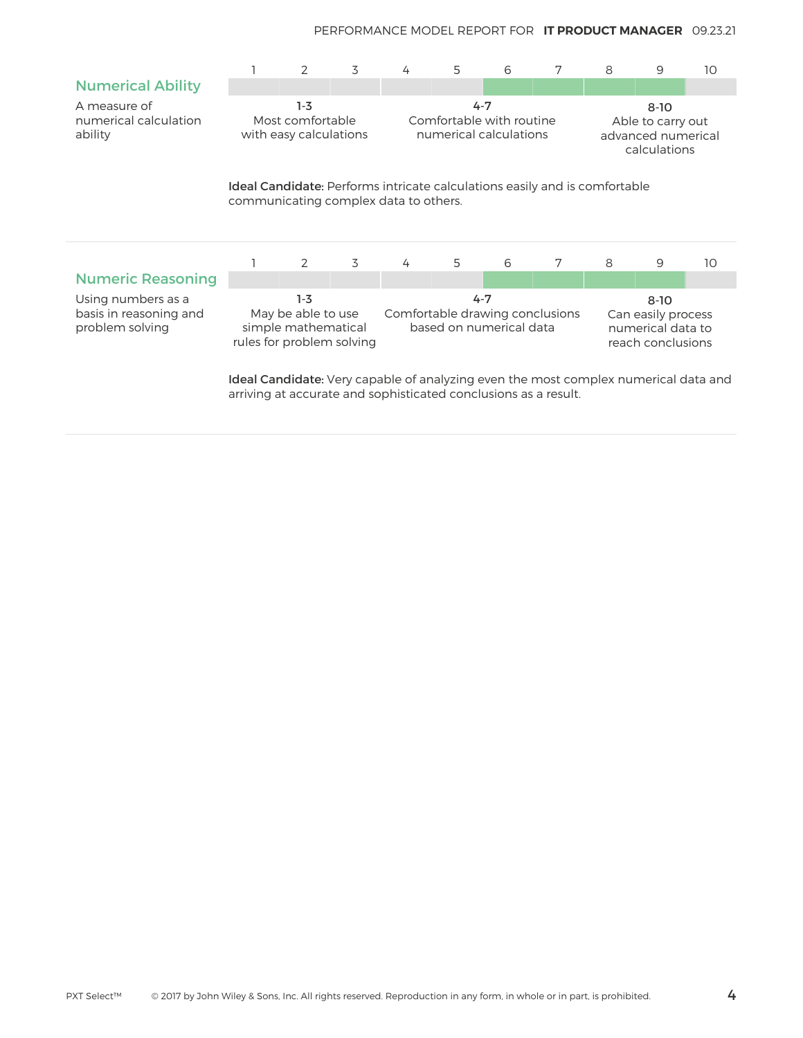## Numerical Ability

A measure of numerical calculation ability

| 1 | 2 | 3 | 4 | 5 | 6 | 7 | 8 | 9 | 10 |
|---|---|---|---|---|---|---|---|---|---|

| 1-3 | 4-7 | 8-10 |
|---|---|---|
| Most comfortable with easy calculations | Comfortable with routine numerical calculations | Able to carry out advanced numerical calculations |

**Ideal Candidate:** Performs intricate calculations easily and is comfortable communicating complex data to others.

## Numeric Reasoning

Using numbers as a basis in reasoning and problem solving

| 1 | 2 | 3 | 4 | 5 | 6 | 7 | 8 | 9 | 10 |
|---|---|---|---|---|---|---|---|---|---|

| 1-3 | 4-7 | 8-10 |
|---|---|---|
| May be able to use simple mathematical rules for problem solving | Comfortable drawing conclusions based on numerical data | Can easily process numerical data to reach conclusions |

**Ideal Candidate:** Very capable of analyzing even the most complex numerical data and arriving at accurate and sophisticated conclusions as a result.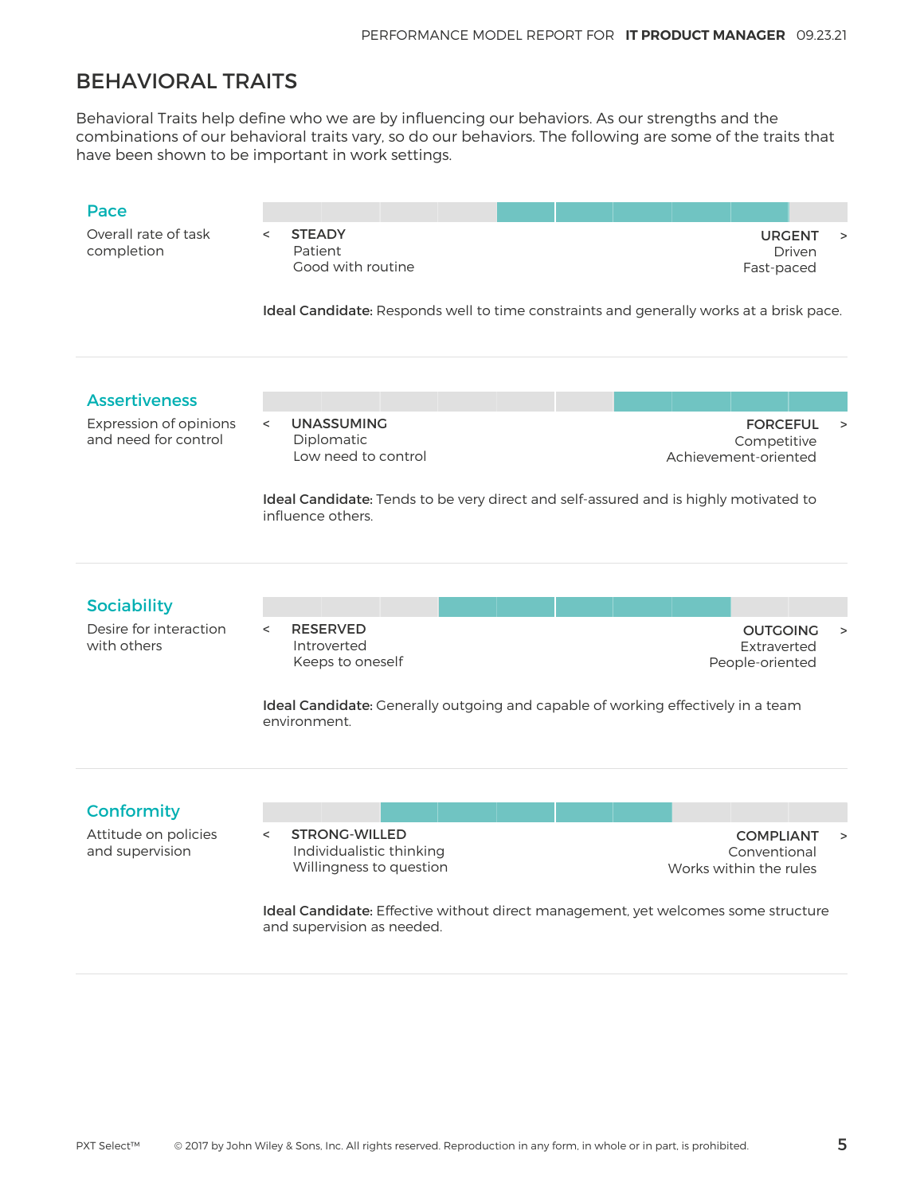# BEHAVIORAL TRAITS

Behavioral Traits help define who we are by influencing our behaviors. As our strengths and the combinations of our behavioral traits vary, so do our behaviors. The following are some of the traits that have been shown to be important in work settings.

## Pace

Overall rate of task completion

< **STEADY**
Patient
Good with routine

**URGENT** >
Driven
Fast-paced

**Ideal Candidate:** Responds well to time constraints and generally works at a brisk pace.

## Assertiveness

Expression of opinions and need for control

< **UNASSUMING**
Diplomatic
Low need to control

**FORCEFUL** >
Competitive
Achievement-oriented

**Ideal Candidate:** Tends to be very direct and self-assured and is highly motivated to influence others.

## Sociability

Desire for interaction with others

< **RESERVED**
Introverted
Keeps to oneself

**OUTGOING** >
Extraverted
People-oriented

**Ideal Candidate:** Generally outgoing and capable of working effectively in a team environment.

## Conformity

Attitude on policies and supervision

< **STRONG-WILLED**
Individualistic thinking
Willingness to question

**COMPLIANT** >
Conventional
Works within the rules

**Ideal Candidate:** Effective without direct management, yet welcomes some structure and supervision as needed.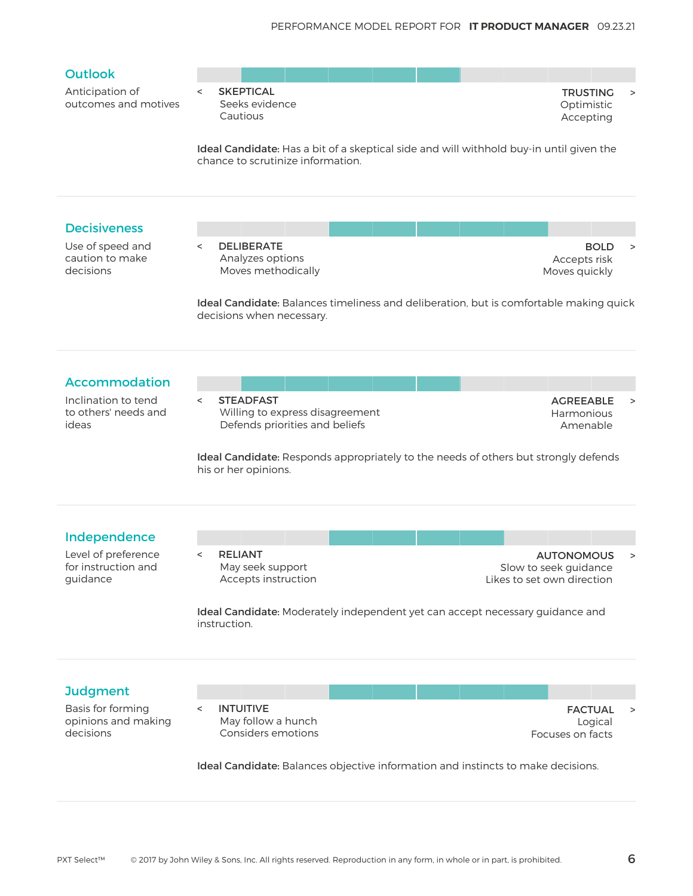## Outlook

Anticipation of outcomes and motives

< **SKEPTICAL** — Seeks evidence, Cautious

**TRUSTING** > — Optimistic, Accepting

**Ideal Candidate:** Has a bit of a skeptical side and will withhold buy-in until given the chance to scrutinize information.

---

## Decisiveness

Use of speed and caution to make decisions

< **DELIBERATE** — Analyzes options, Moves methodically

**BOLD** > — Accepts risk, Moves quickly

**Ideal Candidate:** Balances timeliness and deliberation, but is comfortable making quick decisions when necessary.

---

## Accommodation

Inclination to tend to others' needs and ideas

< **STEADFAST** — Willing to express disagreement, Defends priorities and beliefs

**AGREEABLE** > — Harmonious, Amenable

**Ideal Candidate:** Responds appropriately to the needs of others but strongly defends his or her opinions.

---

## Independence

Level of preference for instruction and guidance

< **RELIANT** — May seek support, Accepts instruction

**AUTONOMOUS** > — Slow to seek guidance, Likes to set own direction

**Ideal Candidate:** Moderately independent yet can accept necessary guidance and instruction.

---

## Judgment

Basis for forming opinions and making decisions

< **INTUITIVE** — May follow a hunch, Considers emotions

**FACTUAL** > — Logical, Focuses on facts

**Ideal Candidate:** Balances objective information and instincts to make decisions.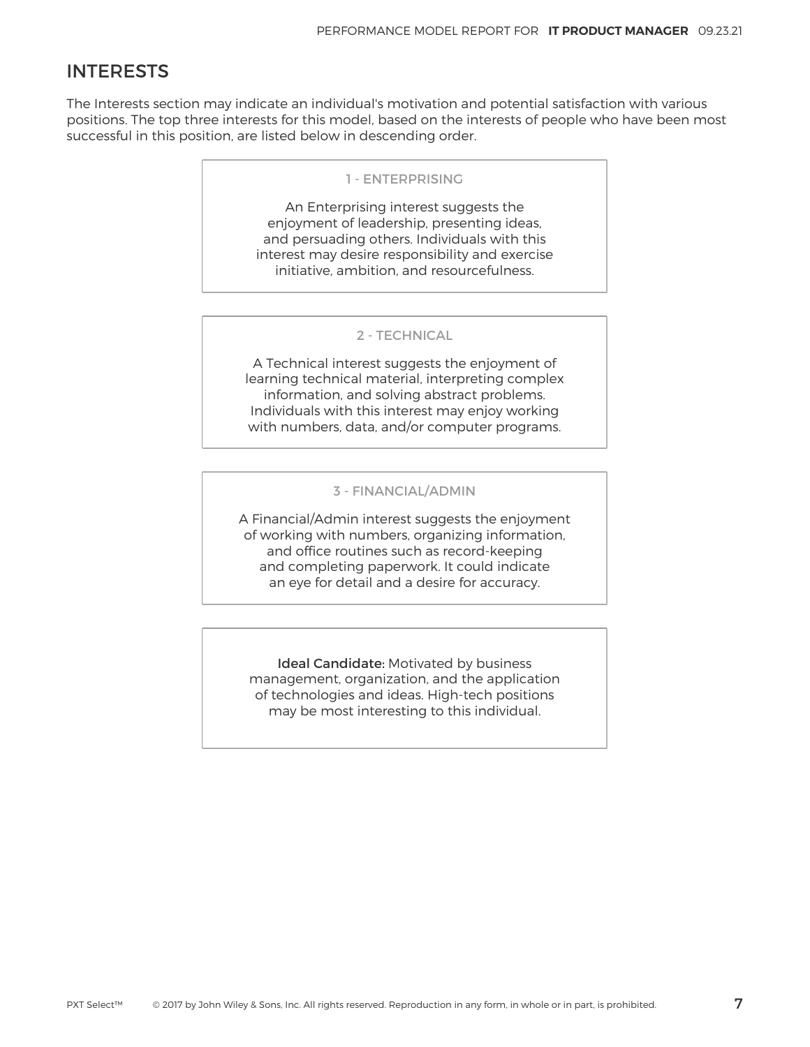## INTERESTS

The Interests section may indicate an individual's motivation and potential satisfaction with various positions. The top three interests for this model, based on the interests of people who have been most successful in this position, are listed below in descending order.

### 1 - ENTERPRISING

An Enterprising interest suggests the enjoyment of leadership, presenting ideas, and persuading others. Individuals with this interest may desire responsibility and exercise initiative, ambition, and resourcefulness.

### 2 - TECHNICAL

A Technical interest suggests the enjoyment of learning technical material, interpreting complex information, and solving abstract problems. Individuals with this interest may enjoy working with numbers, data, and/or computer programs.

### 3 - FINANCIAL/ADMIN

A Financial/Admin interest suggests the enjoyment of working with numbers, organizing information, and office routines such as record-keeping and completing paperwork. It could indicate an eye for detail and a desire for accuracy.

**Ideal Candidate:** Motivated by business management, organization, and the application of technologies and ideas. High-tech positions may be most interesting to this individual.